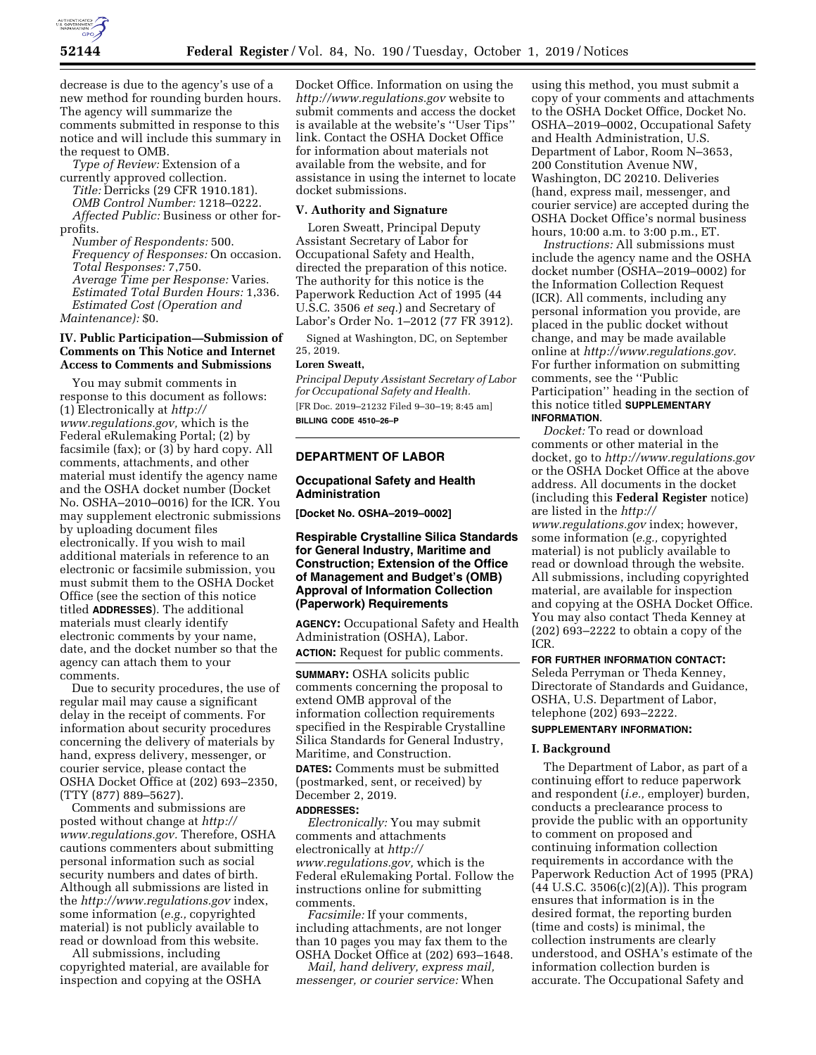decrease is due to the agency's use of a new method for rounding burden hours. The agency will summarize the comments submitted in response to this notice and will include this summary in the request to OMB.

*Type of Review:* Extension of a currently approved collection.

*Title:* Derricks (29 CFR 1910.181).

*OMB Control Number:* 1218–0222.

*Affected Public:* Business or other for-profits.

*Number of Respondents:* 500.

*Frequency of Responses:* On occasion.

*Total Responses:* 7,750.

*Average Time per Response:* Varies.

*Estimated Total Burden Hours:* 1,336.

*Estimated Cost (Operation and Maintenance):* $0.

## IV. Public Participation—Submission of Comments on This Notice and Internet Access to Comments and Submissions

You may submit comments in response to this document as follows: (1) Electronically at *http://www.regulations.gov,* which is the Federal eRulemaking Portal; (2) by facsimile (fax); or (3) by hard copy. All comments, attachments, and other material must identify the agency name and the OSHA docket number (Docket No. OSHA–2010–0016) for the ICR. You may supplement electronic submissions by uploading document files electronically. If you wish to mail additional materials in reference to an electronic or facsimile submission, you must submit them to the OSHA Docket Office (see the section of this notice titled **ADDRESSES**). The additional materials must clearly identify electronic comments by your name, date, and the docket number so that the agency can attach them to your comments.

Due to security procedures, the use of regular mail may cause a significant delay in the receipt of comments. For information about security procedures concerning the delivery of materials by hand, express delivery, messenger, or courier service, please contact the OSHA Docket Office at (202) 693–2350, (TTY (877) 889–5627).

Comments and submissions are posted without change at *http://www.regulations.gov.* Therefore, OSHA cautions commenters about submitting personal information such as social security numbers and dates of birth. Although all submissions are listed in the *http://www.regulations.gov* index, some information (*e.g.,* copyrighted material) is not publicly available to read or download from this website.

All submissions, including copyrighted material, are available for inspection and copying at the OSHA Docket Office. Information on using the *http://www.regulations.gov* website to submit comments and access the docket is available at the website's ''User Tips'' link. Contact the OSHA Docket Office for information about materials not available from the website, and for assistance in using the internet to locate docket submissions.

## V. Authority and Signature

Loren Sweatt, Principal Deputy Assistant Secretary of Labor for Occupational Safety and Health, directed the preparation of this notice. The authority for this notice is the Paperwork Reduction Act of 1995 (44 U.S.C. 3506 *et seq.*) and Secretary of Labor's Order No. 1–2012 (77 FR 3912).

Signed at Washington, DC, on September 25, 2019.

**Loren Sweatt,**

*Principal Deputy Assistant Secretary of Labor for Occupational Safety and Health.*

[FR Doc. 2019–21232 Filed 9–30–19; 8:45 am]

**BILLING CODE 4510–26–P**

---

# DEPARTMENT OF LABOR

## Occupational Safety and Health Administration

**[Docket No. OSHA–2019–0002]**

## Respirable Crystalline Silica Standards for General Industry, Maritime and Construction; Extension of the Office of Management and Budget's (OMB) Approval of Information Collection (Paperwork) Requirements

**AGENCY:** Occupational Safety and Health Administration (OSHA), Labor.

**ACTION:** Request for public comments.

**SUMMARY:** OSHA solicits public comments concerning the proposal to extend OMB approval of the information collection requirements specified in the Respirable Crystalline Silica Standards for General Industry, Maritime, and Construction.

**DATES:** Comments must be submitted (postmarked, sent, or received) by December 2, 2019.

**ADDRESSES:**

*Electronically:* You may submit comments and attachments electronically at *http://www.regulations.gov,* which is the Federal eRulemaking Portal. Follow the instructions online for submitting comments.

*Facsimile:* If your comments, including attachments, are not longer than 10 pages you may fax them to the OSHA Docket Office at (202) 693–1648.

*Mail, hand delivery, express mail, messenger, or courier service:* When using this method, you must submit a copy of your comments and attachments to the OSHA Docket Office, Docket No. OSHA–2019–0002, Occupational Safety and Health Administration, U.S. Department of Labor, Room N–3653, 200 Constitution Avenue NW, Washington, DC 20210. Deliveries (hand, express mail, messenger, and courier service) are accepted during the OSHA Docket Office's normal business hours, 10:00 a.m. to 3:00 p.m., ET.

*Instructions:* All submissions must include the agency name and the OSHA docket number (OSHA–2019–0002) for the Information Collection Request (ICR). All comments, including any personal information you provide, are placed in the public docket without change, and may be made available online at *http://www.regulations.gov.* For further information on submitting comments, see the ''Public Participation'' heading in the section of this notice titled **SUPPLEMENTARY INFORMATION.**

*Docket:* To read or download comments or other material in the docket, go to *http://www.regulations.gov* or the OSHA Docket Office at the above address. All documents in the docket (including this **Federal Register** notice) are listed in the *http://www.regulations.gov* index; however, some information (*e.g.,* copyrighted material) is not publicly available to read or download through the website. All submissions, including copyrighted material, are available for inspection and copying at the OSHA Docket Office. You may also contact Theda Kenney at (202) 693–2222 to obtain a copy of the ICR.

**FOR FURTHER INFORMATION CONTACT:** Seleda Perryman or Theda Kenney, Directorate of Standards and Guidance, OSHA, U.S. Department of Labor, telephone (202) 693–2222.

**SUPPLEMENTARY INFORMATION:**

## I. Background

The Department of Labor, as part of a continuing effort to reduce paperwork and respondent (*i.e.,* employer) burden, conducts a preclearance process to provide the public with an opportunity to comment on proposed and continuing information collection requirements in accordance with the Paperwork Reduction Act of 1995 (PRA) (44 U.S.C. 3506(c)(2)(A)). This program ensures that information is in the desired format, the reporting burden (time and costs) is minimal, the collection instruments are clearly understood, and OSHA's estimate of the information collection burden is accurate. The Occupational Safety and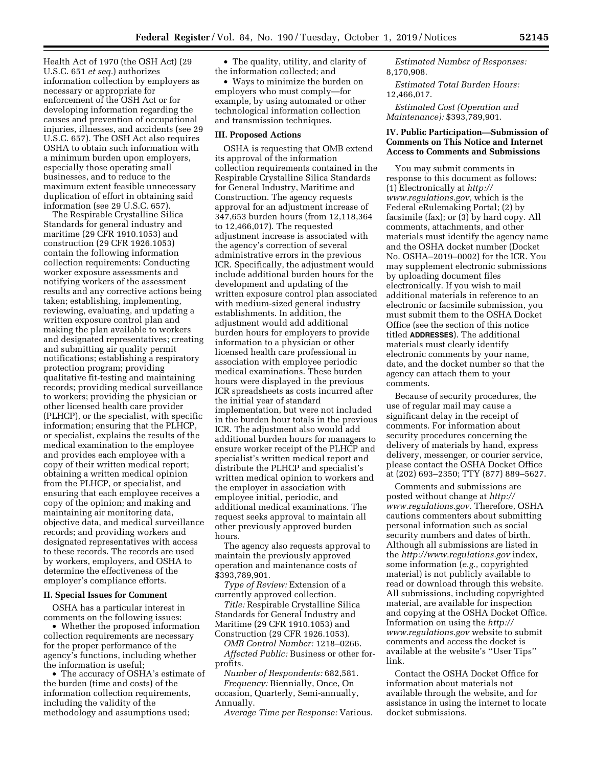Health Act of 1970 (the OSH Act) (29 U.S.C. 651 *et seq.*) authorizes information collection by employers as necessary or appropriate for enforcement of the OSH Act or for developing information regarding the causes and prevention of occupational injuries, illnesses, and accidents (see 29 U.S.C. 657). The OSH Act also requires OSHA to obtain such information with a minimum burden upon employers, especially those operating small businesses, and to reduce to the maximum extent feasible unnecessary duplication of effort in obtaining said information (see 29 U.S.C. 657).

The Respirable Crystalline Silica Standards for general industry and maritime (29 CFR 1910.1053) and construction (29 CFR 1926.1053) contain the following information collection requirements: Conducting worker exposure assessments and notifying workers of the assessment results and any corrective actions being taken; establishing, implementing, reviewing, evaluating, and updating a written exposure control plan and making the plan available to workers and designated representatives; creating and submitting air quality permit notifications; establishing a respiratory protection program; providing qualitative fit-testing and maintaining records; providing medical surveillance to workers; providing the physician or other licensed health care provider (PLHCP), or the specialist, with specific information; ensuring that the PLHCP, or specialist, explains the results of the medical examination to the employee and provides each employee with a copy of their written medical report; obtaining a written medical opinion from the PLHCP, or specialist, and ensuring that each employee receives a copy of the opinion; and making and maintaining air monitoring data, objective data, and medical surveillance records; and providing workers and designated representatives with access to these records. The records are used by workers, employers, and OSHA to determine the effectiveness of the employer's compliance efforts.

## II. Special Issues for Comment

OSHA has a particular interest in comments on the following issues:

- Whether the proposed information collection requirements are necessary for the proper performance of the agency's functions, including whether the information is useful;
- The accuracy of OSHA's estimate of the burden (time and costs) of the information collection requirements, including the validity of the methodology and assumptions used;
- The quality, utility, and clarity of the information collected; and
- Ways to minimize the burden on employers who must comply—for example, by using automated or other technological information collection and transmission techniques.

## III. Proposed Actions

OSHA is requesting that OMB extend its approval of the information collection requirements contained in the Respirable Crystalline Silica Standards for General Industry, Maritime and Construction. The agency requests approval for an adjustment increase of 347,653 burden hours (from 12,118,364 to 12,466,017). The requested adjustment increase is associated with the agency's correction of several administrative errors in the previous ICR. Specifically, the adjustment would include additional burden hours for the development and updating of the written exposure control plan associated with medium-sized general industry establishments. In addition, the adjustment would add additional burden hours for employers to provide information to a physician or other licensed health care professional in association with employee periodic medical examinations. These burden hours were displayed in the previous ICR spreadsheets as costs incurred after the initial year of standard implementation, but were not included in the burden hour totals in the previous ICR. The adjustment also would add additional burden hours for managers to ensure worker receipt of the PLHCP and specialist's written medical report and distribute the PLHCP and specialist's written medical opinion to workers and the employer in association with employee initial, periodic, and additional medical examinations. The request seeks approval to maintain all other previously approved burden hours.

The agency also requests approval to maintain the previously approved operation and maintenance costs of $393,789,901.

*Type of Review:* Extension of a currently approved collection.

*Title:* Respirable Crystalline Silica Standards for General Industry and Maritime (29 CFR 1910.1053) and Construction (29 CFR 1926.1053).

*OMB Control Number:* 1218–0266.

*Affected Public:* Business or other for-profits.

*Number of Respondents:* 682,581.

*Frequency:* Biennially, Once, On occasion, Quarterly, Semi-annually, Annually.

*Average Time per Response:* Various.

*Estimated Number of Responses:* 8,170,908.

*Estimated Total Burden Hours:* 12,466,017.

*Estimated Cost (Operation and Maintenance):* $393,789,901.

## IV. Public Participation—Submission of Comments on This Notice and Internet Access to Comments and Submissions

You may submit comments in response to this document as follows: (1) Electronically at *http://www.regulations.gov,* which is the Federal eRulemaking Portal; (2) by facsimile (fax); or (3) by hard copy. All comments, attachments, and other materials must identify the agency name and the OSHA docket number (Docket No. OSHA–2019–0002) for the ICR. You may supplement electronic submissions by uploading document files electronically. If you wish to mail additional materials in reference to an electronic or facsimile submission, you must submit them to the OSHA Docket Office (see the section of this notice titled **ADDRESSES**). The additional materials must clearly identify electronic comments by your name, date, and the docket number so that the agency can attach them to your comments.

Because of security procedures, the use of regular mail may cause a significant delay in the receipt of comments. For information about security procedures concerning the delivery of materials by hand, express delivery, messenger, or courier service, please contact the OSHA Docket Office at (202) 693–2350; TTY (877) 889–5627.

Comments and submissions are posted without change at *http://www.regulations.gov*. Therefore, OSHA cautions commenters about submitting personal information such as social security numbers and dates of birth. Although all submissions are listed in the *http://www.regulations.gov* index, some information (*e.g.,* copyrighted material) is not publicly available to read or download through this website. All submissions, including copyrighted material, are available for inspection and copying at the OSHA Docket Office. Information on using the *http://www.regulations.gov* website to submit comments and access the docket is available at the website's ''User Tips'' link.

Contact the OSHA Docket Office for information about materials not available through the website, and for assistance in using the internet to locate docket submissions.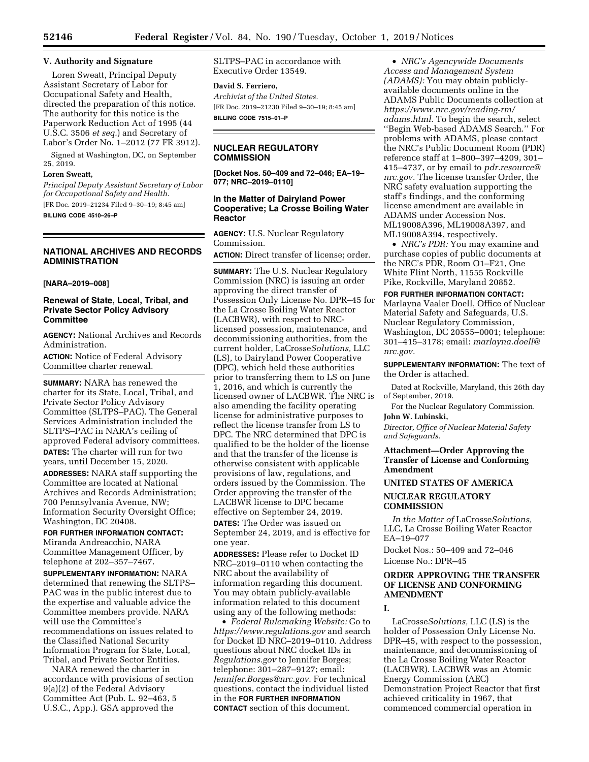### V. Authority and Signature

Loren Sweatt, Principal Deputy Assistant Secretary of Labor for Occupational Safety and Health, directed the preparation of this notice. The authority for this notice is the Paperwork Reduction Act of 1995 (44 U.S.C. 3506 *et seq.*) and Secretary of Labor's Order No. 1–2012 (77 FR 3912).

Signed at Washington, DC, on September 25, 2019.

**Loren Sweatt,**

*Principal Deputy Assistant Secretary of Labor for Occupational Safety and Health.*

[FR Doc. 2019–21234 Filed 9–30–19; 8:45 am]

**BILLING CODE 4510–26–P**

---

## NATIONAL ARCHIVES AND RECORDS ADMINISTRATION

**[NARA–2019–008]**

### Renewal of State, Local, Tribal, and Private Sector Policy Advisory Committee

**AGENCY:** National Archives and Records Administration.

**ACTION:** Notice of Federal Advisory Committee charter renewal.

**SUMMARY:** NARA has renewed the charter for its State, Local, Tribal, and Private Sector Policy Advisory Committee (SLTPS–PAC). The General Services Administration included the SLTPS–PAC in NARA's ceiling of approved Federal advisory committees.

**DATES:** The charter will run for two years, until December 15, 2020.

**ADDRESSES:** NARA staff supporting the Committee are located at National Archives and Records Administration; 700 Pennsylvania Avenue, NW; Information Security Oversight Office; Washington, DC 20408.

**FOR FURTHER INFORMATION CONTACT:** Miranda Andreacchio, NARA Committee Management Officer, by telephone at 202–357–7467.

**SUPPLEMENTARY INFORMATION:** NARA determined that renewing the SLTPS–PAC was in the public interest due to the expertise and valuable advice the Committee members provide. NARA will use the Committee's recommendations on issues related to the Classified National Security Information Program for State, Local, Tribal, and Private Sector Entities.

NARA renewed the charter in accordance with provisions of section 9(a)(2) of the Federal Advisory Committee Act (Pub. L. 92–463, 5 U.S.C., App.). GSA approved the SLTPS–PAC in accordance with Executive Order 13549.

**David S. Ferriero,**

*Archivist of the United States.*

[FR Doc. 2019–21230 Filed 9–30–19; 8:45 am]

**BILLING CODE 7515–01–P**

---

## NUCLEAR REGULATORY COMMISSION

**[Docket Nos. 50–409 and 72–046; EA–19–077; NRC–2019–0110]**

### In the Matter of Dairyland Power Cooperative; La Crosse Boiling Water Reactor

**AGENCY:** U.S. Nuclear Regulatory Commission.

**ACTION:** Direct transfer of license; order.

**SUMMARY:** The U.S. Nuclear Regulatory Commission (NRC) is issuing an order approving the direct transfer of Possession Only License No. DPR–45 for the La Crosse Boiling Water Reactor (LACBWR), with respect to NRC-licensed possession, maintenance, and decommissioning authorities, from the current holder, LaCrosse*Solutions,* LLC (LS), to Dairyland Power Cooperative (DPC), which held these authorities prior to transferring them to LS on June 1, 2016, and which is currently the licensed owner of LACBWR. The NRC is also amending the facility operating license for administrative purposes to reflect the license transfer from LS to DPC. The NRC determined that DPC is qualified to be the holder of the license and that the transfer of the license is otherwise consistent with applicable provisions of law, regulations, and orders issued by the Commission. The Order approving the transfer of the LACBWR license to DPC became effective on September 24, 2019.

**DATES:** The Order was issued on September 24, 2019, and is effective for one year.

**ADDRESSES:** Please refer to Docket ID NRC–2019–0110 when contacting the NRC about the availability of information regarding this document. You may obtain publicly-available information related to this document using any of the following methods:

- *Federal Rulemaking Website:* Go to *https://www.regulations.gov* and search for Docket ID NRC–2019–0110. Address questions about NRC docket IDs in *Regulations.gov* to Jennifer Borges; telephone: 301–287–9127; email: *Jennifer.Borges@nrc.gov.* For technical questions, contact the individual listed in the **FOR FURTHER INFORMATION CONTACT** section of this document.
- *NRC's Agencywide Documents Access and Management System (ADAMS):* You may obtain publicly-available documents online in the ADAMS Public Documents collection at *https://www.nrc.gov/reading-rm/adams.html.* To begin the search, select "Begin Web-based ADAMS Search." For problems with ADAMS, please contact the NRC's Public Document Room (PDR) reference staff at 1–800–397–4209, 301–415–4737, or by email to *pdr.resource@nrc.gov.* The license transfer Order, the NRC safety evaluation supporting the staff's findings, and the conforming license amendment are available in ADAMS under Accession Nos. ML19008A396, ML19008A397, and ML19008A394, respectively.
- *NRC's PDR:* You may examine and purchase copies of public documents at the NRC's PDR, Room O1–F21, One White Flint North, 11555 Rockville Pike, Rockville, Maryland 20852.

**FOR FURTHER INFORMATION CONTACT:** Marlayna Vaaler Doell, Office of Nuclear Material Safety and Safeguards, U.S. Nuclear Regulatory Commission, Washington, DC 20555–0001; telephone: 301–415–3178; email: *marlayna.doell@nrc.gov.*

**SUPPLEMENTARY INFORMATION:** The text of the Order is attached.

Dated at Rockville, Maryland, this 26th day of September, 2019.

For the Nuclear Regulatory Commission.

**John W. Lubinski,**

*Director, Office of Nuclear Material Safety and Safeguards.*

### Attachment—Order Approving the Transfer of License and Conforming Amendment

### UNITED STATES OF AMERICA

### NUCLEAR REGULATORY COMMISSION

*In the Matter of* LaCrosse*Solutions,* LLC, La Crosse Boiling Water Reactor EA–19–077

Docket Nos.: 50–409 and 72–046

License No.: DPR–45

### ORDER APPROVING THE TRANSFER OF LICENSE AND CONFORMING AMENDMENT

**I.**

LaCrosse*Solutions,* LLC (LS) is the holder of Possession Only License No. DPR–45, with respect to the possession, maintenance, and decommissioning of the La Crosse Boiling Water Reactor (LACBWR). LACBWR was an Atomic Energy Commission (AEC) Demonstration Project Reactor that first achieved criticality in 1967, that commenced commercial operation in